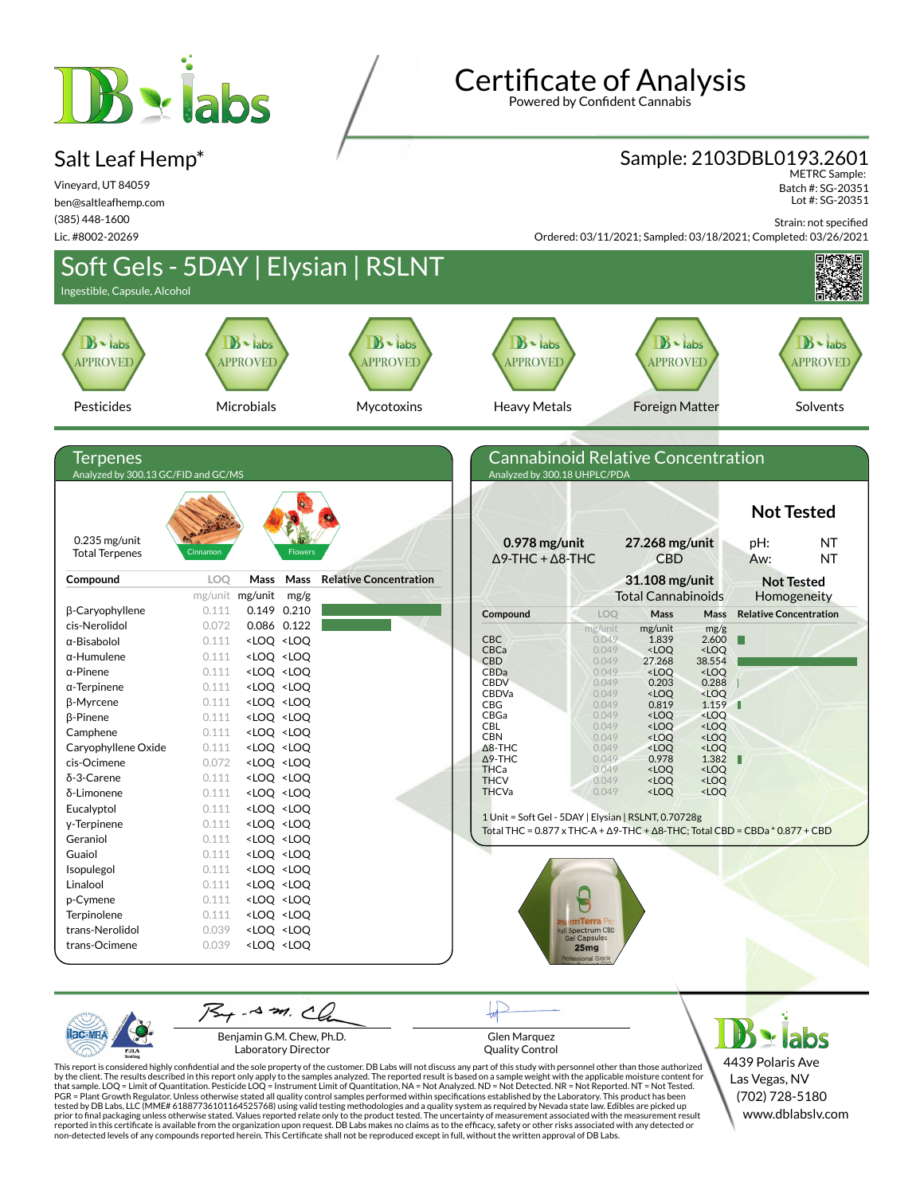# Certificate of Analysis

Powered by Confident Cannabis

## Salt Leaf Hemp*

Vineyard, UT 84059
ben@saltleafhemp.com
(385) 448-1600
Lic. #8002-20269

## Sample: 2103DBL0193.2601

METRC Sample:
Batch #: SG-20351
Lot #: SG-20351

Strain: not specified

Ordered: 03/11/2021; Sampled: 03/18/2021; Completed: 03/26/2021

# Soft Gels - 5DAY | Elysian | RSLNT

Ingestible, Capsule, Alcohol

| Pesticides | Microbials | Mycotoxins | Heavy Metals | Foreign Matter | Solvents |
|---|---|---|---|---|---|
| APPROVED | APPROVED | APPROVED | APPROVED | APPROVED | APPROVED |

## Terpenes

Analyzed by 300.13 GC/FID and GC/MS

0.235 mg/unit
Total Terpenes

Cinnamon | Flowers

| Compound | LOQ | Mass | Mass | Relative Concentration |
|---|---|---|---|---|
| | mg/unit | mg/unit | mg/g | |
| β-Caryophyllene | 0.111 | 0.149 | 0.210 | |
| cis-Nerolidol | 0.072 | 0.086 | 0.122 | |
| α-Bisabolol | 0.111 | <LOQ | <LOQ | |
| α-Humulene | 0.111 | <LOQ | <LOQ | |
| α-Pinene | 0.111 | <LOQ | <LOQ | |
| α-Terpinene | 0.111 | <LOQ | <LOQ | |
| β-Myrcene | 0.111 | <LOQ | <LOQ | |
| β-Pinene | 0.111 | <LOQ | <LOQ | |
| Camphene | 0.111 | <LOQ | <LOQ | |
| Caryophyllene Oxide | 0.111 | <LOQ | <LOQ | |
| cis-Ocimene | 0.072 | <LOQ | <LOQ | |
| δ-3-Carene | 0.111 | <LOQ | <LOQ | |
| δ-Limonene | 0.111 | <LOQ | <LOQ | |
| Eucalyptol | 0.111 | <LOQ | <LOQ | |
| γ-Terpinene | 0.111 | <LOQ | <LOQ | |
| Geraniol | 0.111 | <LOQ | <LOQ | |
| Guaiol | 0.111 | <LOQ | <LOQ | |
| Isopulegol | 0.111 | <LOQ | <LOQ | |
| Linalool | 0.111 | <LOQ | <LOQ | |
| p-Cymene | 0.111 | <LOQ | <LOQ | |
| Terpinolene | 0.111 | <LOQ | <LOQ | |
| trans-Nerolidol | 0.039 | <LOQ | <LOQ | |
| trans-Ocimene | 0.039 | <LOQ | <LOQ | |

## Cannabinoid Relative Concentration

Analyzed by 300.18 UHPLC/PDA

**Not Tested**

| | | |
|---|---|---|
| **0.978 mg/unit** Δ9-THC + Δ8-THC | **27.268 mg/unit** CBD | pH: NT<br>Aw: NT |
| | **31.108 mg/unit** Total Cannabinoids | **Not Tested** Homogeneity |

| Compound | LOQ | Mass | Mass | Relative Concentration |
|---|---|---|---|---|
| | mg/unit | mg/unit | mg/g | |
| CBC | 0.049 | 1.839 | 2.600 | |
| CBCa | 0.049 | <LOQ | <LOQ | |
| CBD | 0.049 | 27.268 | 38.554 | |
| CBDa | 0.049 | <LOQ | <LOQ | |
| CBDV | 0.049 | 0.203 | 0.288 | |
| CBDVa | 0.049 | <LOQ | <LOQ | |
| CBG | 0.049 | 0.819 | 1.159 | |
| CBGa | 0.049 | <LOQ | <LOQ | |
| CBL | 0.049 | <LOQ | <LOQ | |
| CBN | 0.049 | <LOQ | <LOQ | |
| Δ8-THC | 0.049 | <LOQ | <LOQ | |
| Δ9-THC | 0.049 | 0.978 | 1.382 | |
| THCa | 0.049 | <LOQ | <LOQ | |
| THCV | 0.049 | <LOQ | <LOQ | |
| THCVa | 0.049 | <LOQ | <LOQ | |

1 Unit = Soft Gel - 5DAY | Elysian | RSLNT, 0.70728g

Total THC = 0.877 x THC-A + Δ9-THC + Δ8-THC; Total CBD = CBDa * 0.877 + CBD

Benjamin G.M. Chew, Ph.D.
Laboratory Director

Glen Marquez
Quality Control

4439 Polaris Ave
Las Vegas, NV
(702) 728-5180
www.dblabslv.com

This report is considered highly confidential and the sole property of the customer. DB Labs will not discuss any part of this study with personnel other than those authorized by the client. The results described in this report only apply to the samples analyzed. The reported result is based on a sample weight with the applicable moisture content for that sample. LOQ = Limit of Quantitation. Pesticide LOQ = Instrument Limit of Quantitation, NA = Not Analyzed. ND = Not Detected. NR = Not Reported. NT = Not Tested. PGR = Plant Growth Regulator. Unless otherwise stated all quality control samples performed within specifications established by the Laboratory. This product has been tested by DB Labs, LLC (MME# 61887736101164525768) using valid testing methodologies and a quality system as required by Nevada state law. Edibles are picked up prior to final packaging unless otherwise stated. Values reported relate only to the product tested. The uncertainty of measurement associated with the measurement result reported in this certificate is available from the organization upon request. DB Labs makes no claims as to the efficacy, safety or other risks associated with any detected or non-detected levels of any compounds reported herein. This Certificate shall not be reproduced except in full, without the written approval of DB Labs.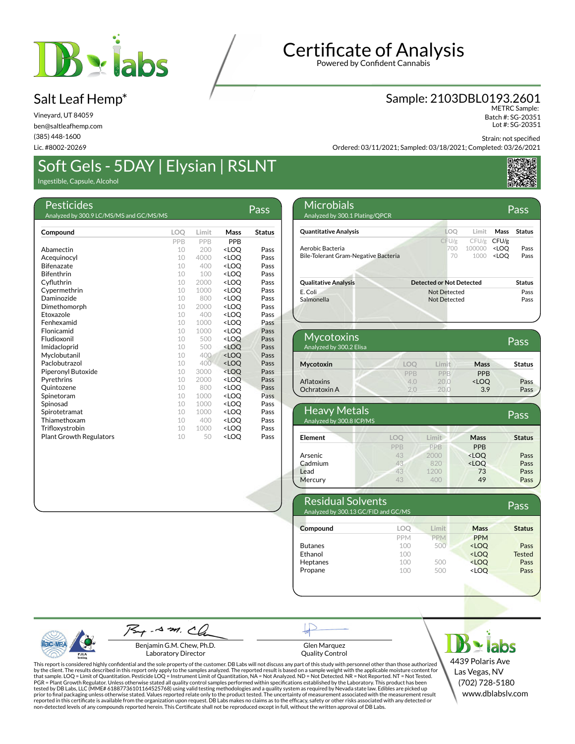# Certificate of Analysis

Powered by Confident Cannabis

## Salt Leaf Hemp*

Vineyard, UT 84059
ben@saltleafhemp.com
(385) 448-1600
Lic. #8002-20269

## Sample: 2103DBL0193.2601

METRC Sample:
Batch #: SG-20351
Lot #: SG-20351

Strain: not specified
Ordered: 03/11/2021; Sampled: 03/18/2021; Completed: 03/26/2021

# Soft Gels - 5DAY | Elysian | RSLNT

Ingestible, Capsule, Alcohol

## Pesticides — Pass

Analyzed by 300.9 LC/MS/MS and GC/MS/MS

| Compound | LOQ | Limit | Mass | Status |
|---|---|---|---|---|
| | PPB | PPB | PPB | |
| Abamectin | 10 | 200 | <LOQ | Pass |
| Acequinocyl | 10 | 4000 | <LOQ | Pass |
| Bifenazate | 10 | 400 | <LOQ | Pass |
| Bifenthrin | 10 | 100 | <LOQ | Pass |
| Cyfluthrin | 10 | 2000 | <LOQ | Pass |
| Cypermethrin | 10 | 1000 | <LOQ | Pass |
| Daminozide | 10 | 800 | <LOQ | Pass |
| Dimethomorph | 10 | 2000 | <LOQ | Pass |
| Etoxazole | 10 | 400 | <LOQ | Pass |
| Fenhexamid | 10 | 1000 | <LOQ | Pass |
| Flonicamid | 10 | 1000 | <LOQ | Pass |
| Fludioxonil | 10 | 500 | <LOQ | Pass |
| Imidacloprid | 10 | 500 | <LOQ | Pass |
| Myclobutanil | 10 | 400 | <LOQ | Pass |
| Paclobutrazol | 10 | 400 | <LOQ | Pass |
| Piperonyl Butoxide | 10 | 3000 | <LOQ | Pass |
| Pyrethrins | 10 | 2000 | <LOQ | Pass |
| Quintozene | 10 | 800 | <LOQ | Pass |
| Spinetoram | 10 | 1000 | <LOQ | Pass |
| Spinosad | 10 | 1000 | <LOQ | Pass |
| Spirotetramat | 10 | 1000 | <LOQ | Pass |
| Thiamethoxam | 10 | 400 | <LOQ | Pass |
| Trifloxystrobin | 10 | 1000 | <LOQ | Pass |
| Plant Growth Regulators | 10 | 50 | <LOQ | Pass |

## Microbials — Pass

Analyzed by 300.1 Plating/QPCR

| Quantitative Analysis | LOQ | Limit | Mass | Status |
|---|---|---|---|---|
| | CFU/g | CFU/g | CFU/g | |
| Aerobic Bacteria | 700 | 100000 | <LOQ | Pass |
| Bile-Tolerant Gram-Negative Bacteria | 70 | 1000 | <LOQ | Pass |

| Qualitative Analysis | Detected or Not Detected | Status |
|---|---|---|
| E. Coli | Not Detected | Pass |
| Salmonella | Not Detected | Pass |

## Mycotoxins — Pass

Analyzed by 300.2 Elisa

| Mycotoxin | LOQ | Limit | Mass | Status |
|---|---|---|---|---|
| | PPB | PPB | PPB | |
| Aflatoxins | 4.0 | 20.0 | <LOQ | Pass |
| Ochratoxin A | 2.0 | 20.0 | 3.9 | Pass |

## Heavy Metals — Pass

Analyzed by 300.8 ICP/MS

| Element | LOQ | Limit | Mass | Status |
|---|---|---|---|---|
| | PPB | PPB | PPB | |
| Arsenic | 43 | 2000 | <LOQ | Pass |
| Cadmium | 43 | 820 | <LOQ | Pass |
| Lead | 43 | 1200 | 73 | Pass |
| Mercury | 43 | 400 | 49 | Pass |

## Residual Solvents — Pass

Analyzed by 300.13 GC/FID and GC/MS

| Compound | LOQ | Limit | Mass | Status |
|---|---|---|---|---|
| | PPM | PPM | PPM | |
| Butanes | 100 | 500 | <LOQ | Pass |
| Ethanol | 100 | | <LOQ | Tested |
| Heptanes | 100 | 500 | <LOQ | Pass |
| Propane | 100 | 500 | <LOQ | Pass |

Benjamin G.M. Chew, Ph.D.
Laboratory Director

Glen Marquez
Quality Control

This report is considered highly confidential and the sole property of the customer. DB Labs will not discuss any part of this study with personnel other than those authorized by the client. The results described in this report only apply to the samples analyzed. The reported result is based on a sample weight with the applicable moisture content for that sample. LOQ = Limit of Quantitation. Pesticide LOQ = Instrument Limit of Quantitation, NA = Not Analyzed. ND = Not Detected. NR = Not Reported. NT = Not Tested. PGR = Plant Growth Regulator. Unless otherwise stated all quality control samples performed within specifications established by the Laboratory. This product has been tested by DB Labs, LLC (MME# 61887736101164525768) using valid testing methodologies and a quality system as required by Nevada state law. Edibles are picked up prior to final packaging unless otherwise stated. Values reported relate only to the product tested. The uncertainty of measurement associated with the measurement result reported in this certificate is available from the organization upon request. DB Labs makes no claims as to the efficacy, safety or other risks associated with any detected or non-detected levels of any compounds reported herein. This Certificate shall not be reproduced except in full, without the written approval of DB Labs.

4439 Polaris Ave
Las Vegas, NV
(702) 728-5180
www.dblabslv.com